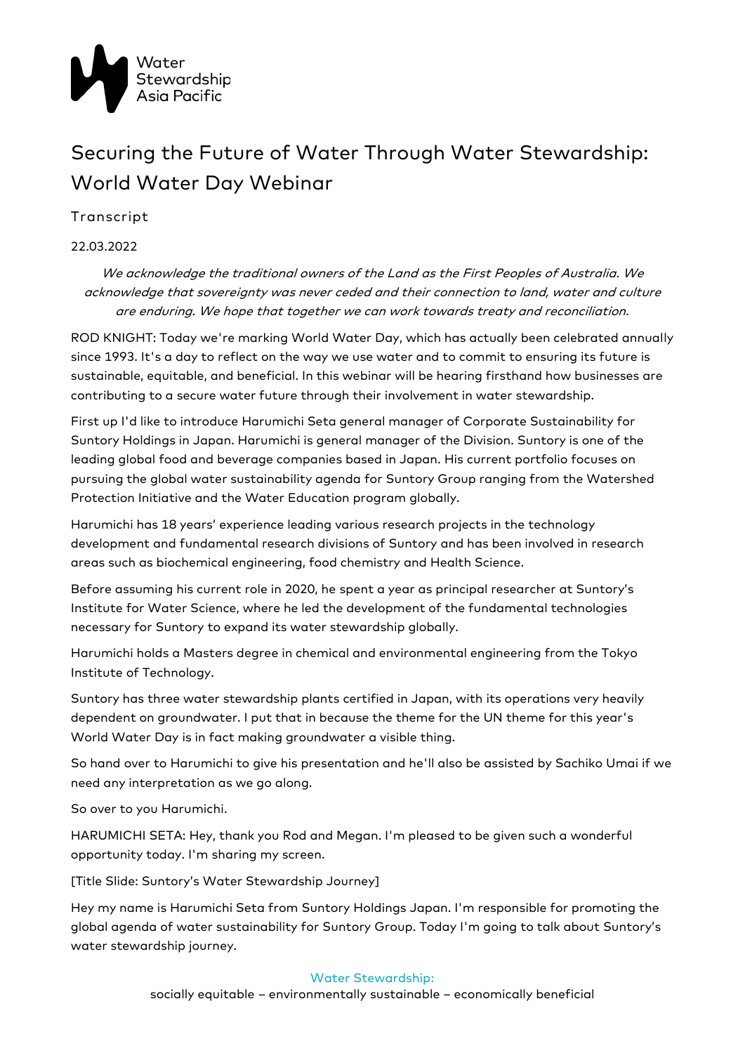Water Stewardship Asia Pacific

# Securing the Future of Water Through Water Stewardship: World Water Day Webinar

Transcript

22.03.2022

*We acknowledge the traditional owners of the Land as the First Peoples of Australia. We acknowledge that sovereignty was never ceded and their connection to land, water and culture are enduring. We hope that together we can work towards treaty and reconciliation.*

ROD KNIGHT: Today we're marking World Water Day, which has actually been celebrated annually since 1993. It's a day to reflect on the way we use water and to commit to ensuring its future is sustainable, equitable, and beneficial. In this webinar will be hearing firsthand how businesses are contributing to a secure water future through their involvement in water stewardship.

First up I'd like to introduce Harumichi Seta general manager of Corporate Sustainability for Suntory Holdings in Japan. Harumichi is general manager of the Division. Suntory is one of the leading global food and beverage companies based in Japan. His current portfolio focuses on pursuing the global water sustainability agenda for Suntory Group ranging from the Watershed Protection Initiative and the Water Education program globally.

Harumichi has 18 years' experience leading various research projects in the technology development and fundamental research divisions of Suntory and has been involved in research areas such as biochemical engineering, food chemistry and Health Science.

Before assuming his current role in 2020, he spent a year as principal researcher at Suntory's Institute for Water Science, where he led the development of the fundamental technologies necessary for Suntory to expand its water stewardship globally.

Harumichi holds a Masters degree in chemical and environmental engineering from the Tokyo Institute of Technology.

Suntory has three water stewardship plants certified in Japan, with its operations very heavily dependent on groundwater. I put that in because the theme for the UN theme for this year's World Water Day is in fact making groundwater a visible thing.

So hand over to Harumichi to give his presentation and he'll also be assisted by Sachiko Umai if we need any interpretation as we go along.

So over to you Harumichi.

HARUMICHI SETA: Hey, thank you Rod and Megan. I'm pleased to be given such a wonderful opportunity today. I'm sharing my screen.

[Title Slide: Suntory's Water Stewardship Journey]

Hey my name is Harumichi Seta from Suntory Holdings Japan. I'm responsible for promoting the global agenda of water sustainability for Suntory Group. Today I'm going to talk about Suntory's water stewardship journey.

Water Stewardship:
socially equitable – environmentally sustainable – economically beneficial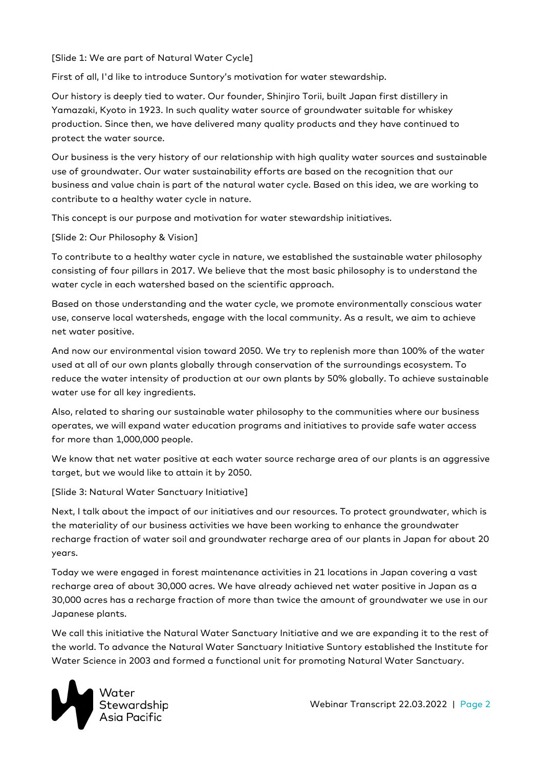[Slide 1: We are part of Natural Water Cycle]

First of all, I'd like to introduce Suntory's motivation for water stewardship.

Our history is deeply tied to water. Our founder, Shinjiro Torii, built Japan first distillery in Yamazaki, Kyoto in 1923. In such quality water source of groundwater suitable for whiskey production. Since then, we have delivered many quality products and they have continued to protect the water source.

Our business is the very history of our relationship with high quality water sources and sustainable use of groundwater. Our water sustainability efforts are based on the recognition that our business and value chain is part of the natural water cycle. Based on this idea, we are working to contribute to a healthy water cycle in nature.

This concept is our purpose and motivation for water stewardship initiatives.

[Slide 2: Our Philosophy & Vision]

To contribute to a healthy water cycle in nature, we established the sustainable water philosophy consisting of four pillars in 2017. We believe that the most basic philosophy is to understand the water cycle in each watershed based on the scientific approach.

Based on those understanding and the water cycle, we promote environmentally conscious water use, conserve local watersheds, engage with the local community. As a result, we aim to achieve net water positive.

And now our environmental vision toward 2050. We try to replenish more than 100% of the water used at all of our own plants globally through conservation of the surroundings ecosystem. To reduce the water intensity of production at our own plants by 50% globally. To achieve sustainable water use for all key ingredients.

Also, related to sharing our sustainable water philosophy to the communities where our business operates, we will expand water education programs and initiatives to provide safe water access for more than 1,000,000 people.

We know that net water positive at each water source recharge area of our plants is an aggressive target, but we would like to attain it by 2050.

[Slide 3: Natural Water Sanctuary Initiative]

Next, I talk about the impact of our initiatives and our resources. To protect groundwater, which is the materiality of our business activities we have been working to enhance the groundwater recharge fraction of water soil and groundwater recharge area of our plants in Japan for about 20 years.

Today we were engaged in forest maintenance activities in 21 locations in Japan covering a vast recharge area of about 30,000 acres. We have already achieved net water positive in Japan as a 30,000 acres has a recharge fraction of more than twice the amount of groundwater we use in our Japanese plants.

We call this initiative the Natural Water Sanctuary Initiative and we are expanding it to the rest of the world. To advance the Natural Water Sanctuary Initiative Suntory established the Institute for Water Science in 2003 and formed a functional unit for promoting Natural Water Sanctuary.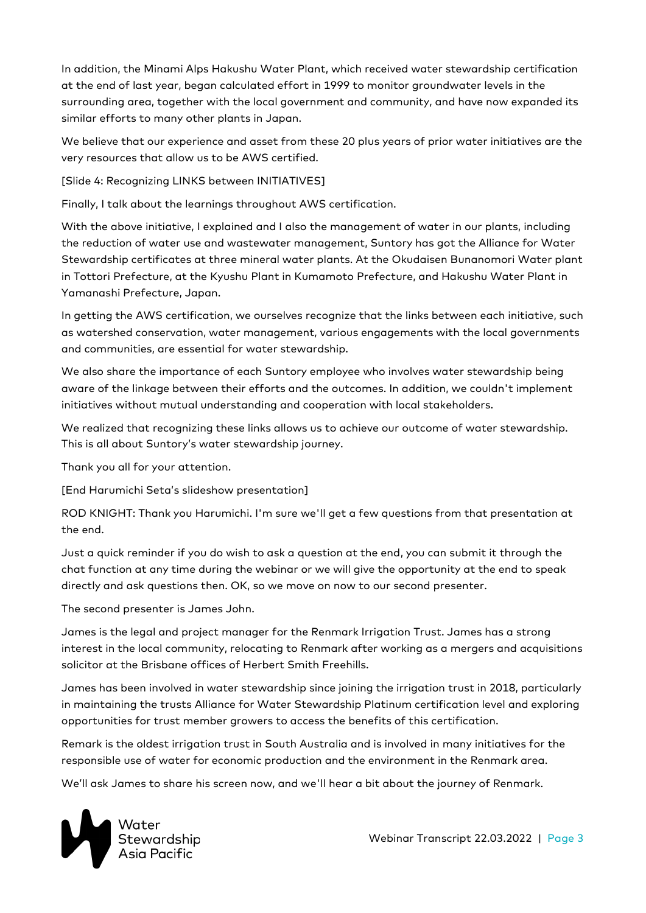In addition, the Minami Alps Hakushu Water Plant, which received water stewardship certification at the end of last year, began calculated effort in 1999 to monitor groundwater levels in the surrounding area, together with the local government and community, and have now expanded its similar efforts to many other plants in Japan.

We believe that our experience and asset from these 20 plus years of prior water initiatives are the very resources that allow us to be AWS certified.

[Slide 4: Recognizing LINKS between INITIATIVES]

Finally, I talk about the learnings throughout AWS certification.

With the above initiative, I explained and I also the management of water in our plants, including the reduction of water use and wastewater management, Suntory has got the Alliance for Water Stewardship certificates at three mineral water plants. At the Okudaisen Bunanomori Water plant in Tottori Prefecture, at the Kyushu Plant in Kumamoto Prefecture, and Hakushu Water Plant in Yamanashi Prefecture, Japan.

In getting the AWS certification, we ourselves recognize that the links between each initiative, such as watershed conservation, water management, various engagements with the local governments and communities, are essential for water stewardship.

We also share the importance of each Suntory employee who involves water stewardship being aware of the linkage between their efforts and the outcomes. In addition, we couldn't implement initiatives without mutual understanding and cooperation with local stakeholders.

We realized that recognizing these links allows us to achieve our outcome of water stewardship. This is all about Suntory's water stewardship journey.

Thank you all for your attention.

[End Harumichi Seta's slideshow presentation]

ROD KNIGHT: Thank you Harumichi. I'm sure we'll get a few questions from that presentation at the end.

Just a quick reminder if you do wish to ask a question at the end, you can submit it through the chat function at any time during the webinar or we will give the opportunity at the end to speak directly and ask questions then. OK, so we move on now to our second presenter.

The second presenter is James John.

James is the legal and project manager for the Renmark Irrigation Trust. James has a strong interest in the local community, relocating to Renmark after working as a mergers and acquisitions solicitor at the Brisbane offices of Herbert Smith Freehills.

James has been involved in water stewardship since joining the irrigation trust in 2018, particularly in maintaining the trusts Alliance for Water Stewardship Platinum certification level and exploring opportunities for trust member growers to access the benefits of this certification.

Remark is the oldest irrigation trust in South Australia and is involved in many initiatives for the responsible use of water for economic production and the environment in the Renmark area.

We'll ask James to share his screen now, and we'll hear a bit about the journey of Renmark.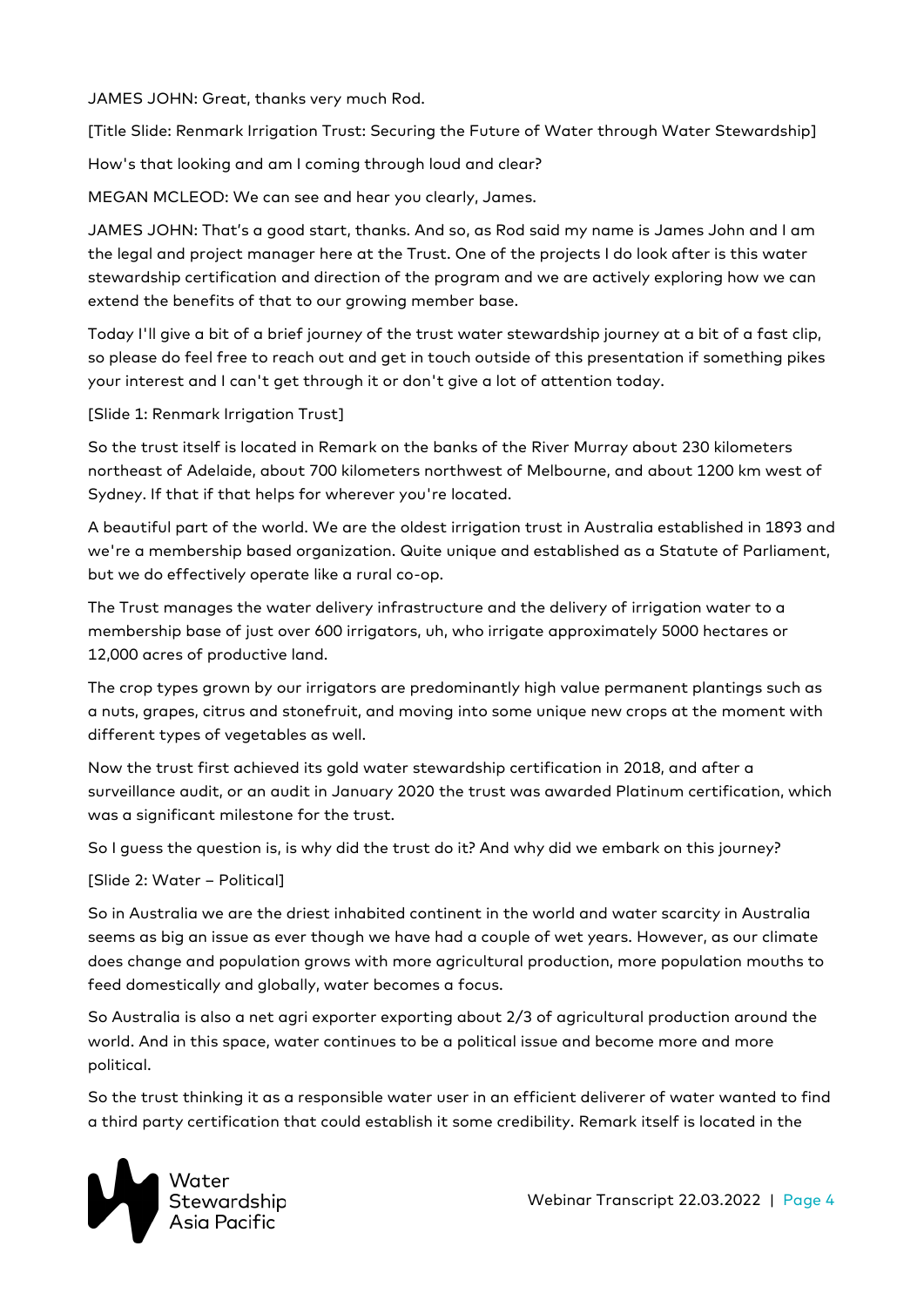JAMES JOHN: Great, thanks very much Rod.

[Title Slide: Renmark Irrigation Trust: Securing the Future of Water through Water Stewardship]

How's that looking and am I coming through loud and clear?

MEGAN MCLEOD: We can see and hear you clearly, James.

JAMES JOHN: That's a good start, thanks. And so, as Rod said my name is James John and I am the legal and project manager here at the Trust. One of the projects I do look after is this water stewardship certification and direction of the program and we are actively exploring how we can extend the benefits of that to our growing member base.

Today I'll give a bit of a brief journey of the trust water stewardship journey at a bit of a fast clip, so please do feel free to reach out and get in touch outside of this presentation if something pikes your interest and I can't get through it or don't give a lot of attention today.

[Slide 1: Renmark Irrigation Trust]

So the trust itself is located in Remark on the banks of the River Murray about 230 kilometers northeast of Adelaide, about 700 kilometers northwest of Melbourne, and about 1200 km west of Sydney. If that if that helps for wherever you're located.

A beautiful part of the world. We are the oldest irrigation trust in Australia established in 1893 and we're a membership based organization. Quite unique and established as a Statute of Parliament, but we do effectively operate like a rural co-op.

The Trust manages the water delivery infrastructure and the delivery of irrigation water to a membership base of just over 600 irrigators, uh, who irrigate approximately 5000 hectares or 12,000 acres of productive land.

The crop types grown by our irrigators are predominantly high value permanent plantings such as a nuts, grapes, citrus and stonefruit, and moving into some unique new crops at the moment with different types of vegetables as well.

Now the trust first achieved its gold water stewardship certification in 2018, and after a surveillance audit, or an audit in January 2020 the trust was awarded Platinum certification, which was a significant milestone for the trust.

So I guess the question is, is why did the trust do it? And why did we embark on this journey?

[Slide 2: Water – Political]

So in Australia we are the driest inhabited continent in the world and water scarcity in Australia seems as big an issue as ever though we have had a couple of wet years. However, as our climate does change and population grows with more agricultural production, more population mouths to feed domestically and globally, water becomes a focus.

So Australia is also a net agri exporter exporting about 2/3 of agricultural production around the world. And in this space, water continues to be a political issue and become more and more political.

So the trust thinking it as a responsible water user in an efficient deliverer of water wanted to find a third party certification that could establish it some credibility. Remark itself is located in the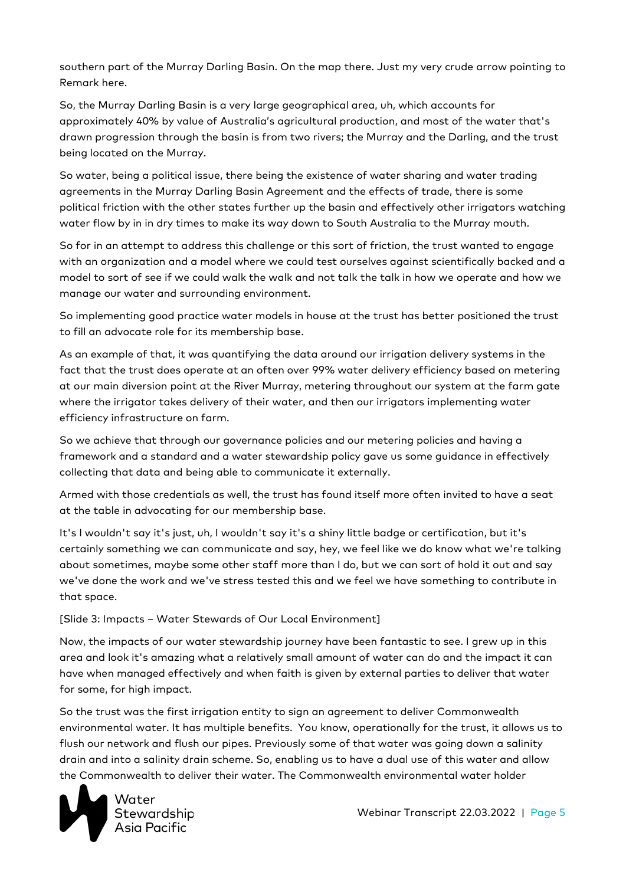southern part of the Murray Darling Basin. On the map there. Just my very crude arrow pointing to Remark here.

So, the Murray Darling Basin is a very large geographical area, uh, which accounts for approximately 40% by value of Australia's agricultural production, and most of the water that's drawn progression through the basin is from two rivers; the Murray and the Darling, and the trust being located on the Murray.

So water, being a political issue, there being the existence of water sharing and water trading agreements in the Murray Darling Basin Agreement and the effects of trade, there is some political friction with the other states further up the basin and effectively other irrigators watching water flow by in in dry times to make its way down to South Australia to the Murray mouth.

So for in an attempt to address this challenge or this sort of friction, the trust wanted to engage with an organization and a model where we could test ourselves against scientifically backed and a model to sort of see if we could walk the walk and not talk the talk in how we operate and how we manage our water and surrounding environment.

So implementing good practice water models in house at the trust has better positioned the trust to fill an advocate role for its membership base.

As an example of that, it was quantifying the data around our irrigation delivery systems in the fact that the trust does operate at an often over 99% water delivery efficiency based on metering at our main diversion point at the River Murray, metering throughout our system at the farm gate where the irrigator takes delivery of their water, and then our irrigators implementing water efficiency infrastructure on farm.

So we achieve that through our governance policies and our metering policies and having a framework and a standard and a water stewardship policy gave us some guidance in effectively collecting that data and being able to communicate it externally.

Armed with those credentials as well, the trust has found itself more often invited to have a seat at the table in advocating for our membership base.

It's I wouldn't say it's just, uh, I wouldn't say it's a shiny little badge or certification, but it's certainly something we can communicate and say, hey, we feel like we do know what we're talking about sometimes, maybe some other staff more than I do, but we can sort of hold it out and say we've done the work and we've stress tested this and we feel we have something to contribute in that space.

[Slide 3: Impacts – Water Stewards of Our Local Environment]

Now, the impacts of our water stewardship journey have been fantastic to see. I grew up in this area and look it's amazing what a relatively small amount of water can do and the impact it can have when managed effectively and when faith is given by external parties to deliver that water for some, for high impact.

So the trust was the first irrigation entity to sign an agreement to deliver Commonwealth environmental water. It has multiple benefits. You know, operationally for the trust, it allows us to flush our network and flush our pipes. Previously some of that water was going down a salinity drain and into a salinity drain scheme. So, enabling us to have a dual use of this water and allow the Commonwealth to deliver their water. The Commonwealth environmental water holder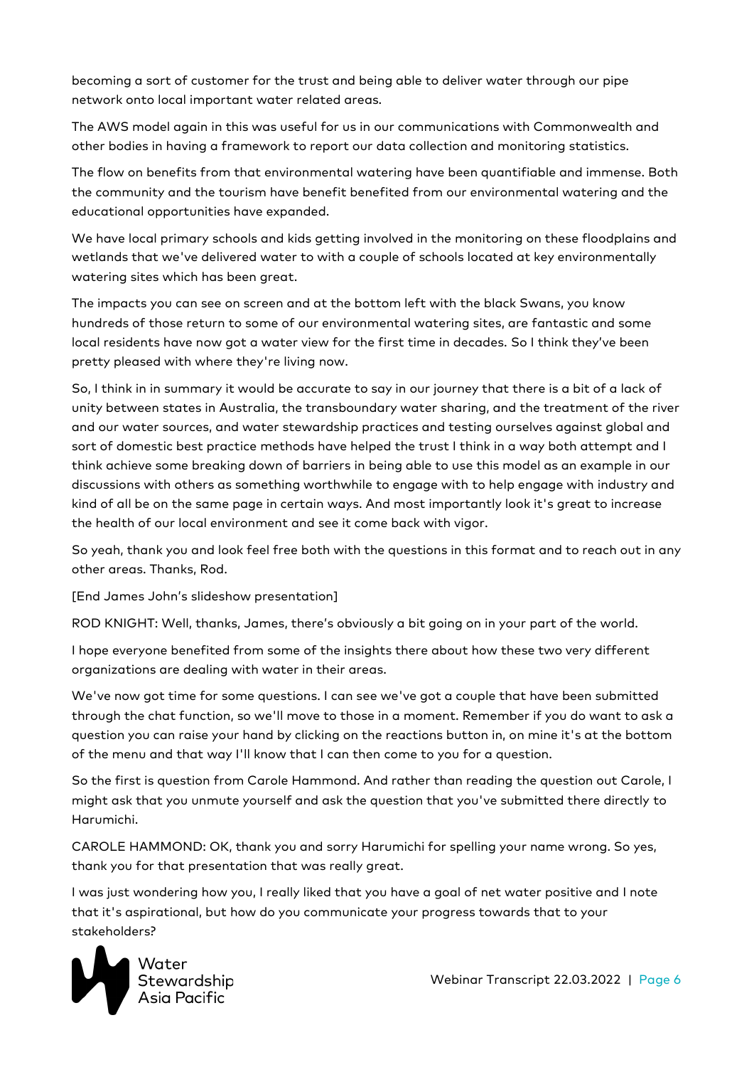becoming a sort of customer for the trust and being able to deliver water through our pipe network onto local important water related areas.

The AWS model again in this was useful for us in our communications with Commonwealth and other bodies in having a framework to report our data collection and monitoring statistics.

The flow on benefits from that environmental watering have been quantifiable and immense. Both the community and the tourism have benefit benefited from our environmental watering and the educational opportunities have expanded.

We have local primary schools and kids getting involved in the monitoring on these floodplains and wetlands that we've delivered water to with a couple of schools located at key environmentally watering sites which has been great.

The impacts you can see on screen and at the bottom left with the black Swans, you know hundreds of those return to some of our environmental watering sites, are fantastic and some local residents have now got a water view for the first time in decades. So I think they've been pretty pleased with where they're living now.

So, I think in in summary it would be accurate to say in our journey that there is a bit of a lack of unity between states in Australia, the transboundary water sharing, and the treatment of the river and our water sources, and water stewardship practices and testing ourselves against global and sort of domestic best practice methods have helped the trust I think in a way both attempt and I think achieve some breaking down of barriers in being able to use this model as an example in our discussions with others as something worthwhile to engage with to help engage with industry and kind of all be on the same page in certain ways. And most importantly look it's great to increase the health of our local environment and see it come back with vigor.

So yeah, thank you and look feel free both with the questions in this format and to reach out in any other areas. Thanks, Rod.

[End James John's slideshow presentation]

ROD KNIGHT: Well, thanks, James, there's obviously a bit going on in your part of the world.

I hope everyone benefited from some of the insights there about how these two very different organizations are dealing with water in their areas.

We've now got time for some questions. I can see we've got a couple that have been submitted through the chat function, so we'll move to those in a moment. Remember if you do want to ask a question you can raise your hand by clicking on the reactions button in, on mine it's at the bottom of the menu and that way I'll know that I can then come to you for a question.

So the first is question from Carole Hammond. And rather than reading the question out Carole, I might ask that you unmute yourself and ask the question that you've submitted there directly to Harumichi.

CAROLE HAMMOND: OK, thank you and sorry Harumichi for spelling your name wrong. So yes, thank you for that presentation that was really great.

I was just wondering how you, I really liked that you have a goal of net water positive and I note that it's aspirational, but how do you communicate your progress towards that to your stakeholders?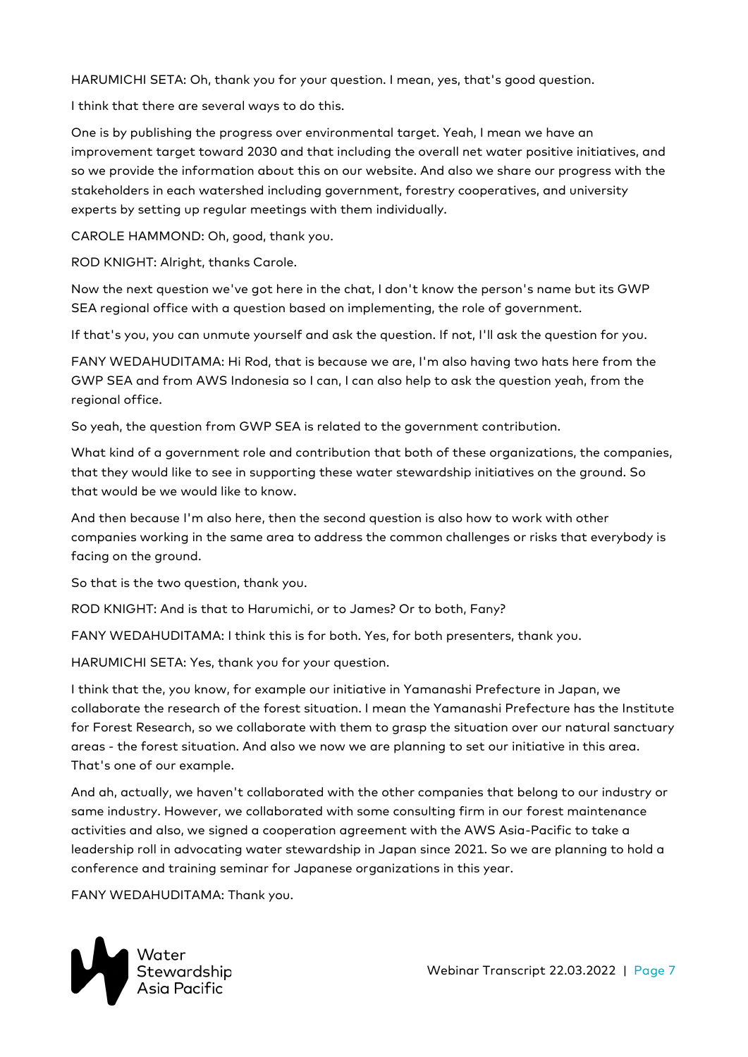HARUMICHI SETA: Oh, thank you for your question. I mean, yes, that's good question.

I think that there are several ways to do this.

One is by publishing the progress over environmental target. Yeah, I mean we have an improvement target toward 2030 and that including the overall net water positive initiatives, and so we provide the information about this on our website. And also we share our progress with the stakeholders in each watershed including government, forestry cooperatives, and university experts by setting up regular meetings with them individually.

CAROLE HAMMOND: Oh, good, thank you.

ROD KNIGHT: Alright, thanks Carole.

Now the next question we've got here in the chat, I don't know the person's name but its GWP SEA regional office with a question based on implementing, the role of government.

If that's you, you can unmute yourself and ask the question. If not, I'll ask the question for you.

FANY WEDAHUDITAMA: Hi Rod, that is because we are, I'm also having two hats here from the GWP SEA and from AWS Indonesia so I can, I can also help to ask the question yeah, from the regional office.

So yeah, the question from GWP SEA is related to the government contribution.

What kind of a government role and contribution that both of these organizations, the companies, that they would like to see in supporting these water stewardship initiatives on the ground. So that would be we would like to know.

And then because I'm also here, then the second question is also how to work with other companies working in the same area to address the common challenges or risks that everybody is facing on the ground.

So that is the two question, thank you.

ROD KNIGHT: And is that to Harumichi, or to James? Or to both, Fany?

FANY WEDAHUDITAMA: I think this is for both. Yes, for both presenters, thank you.

HARUMICHI SETA: Yes, thank you for your question.

I think that the, you know, for example our initiative in Yamanashi Prefecture in Japan, we collaborate the research of the forest situation. I mean the Yamanashi Prefecture has the Institute for Forest Research, so we collaborate with them to grasp the situation over our natural sanctuary areas - the forest situation. And also we now we are planning to set our initiative in this area. That's one of our example.

And ah, actually, we haven't collaborated with the other companies that belong to our industry or same industry. However, we collaborated with some consulting firm in our forest maintenance activities and also, we signed a cooperation agreement with the AWS Asia-Pacific to take a leadership roll in advocating water stewardship in Japan since 2021. So we are planning to hold a conference and training seminar for Japanese organizations in this year.

FANY WEDAHUDITAMA: Thank you.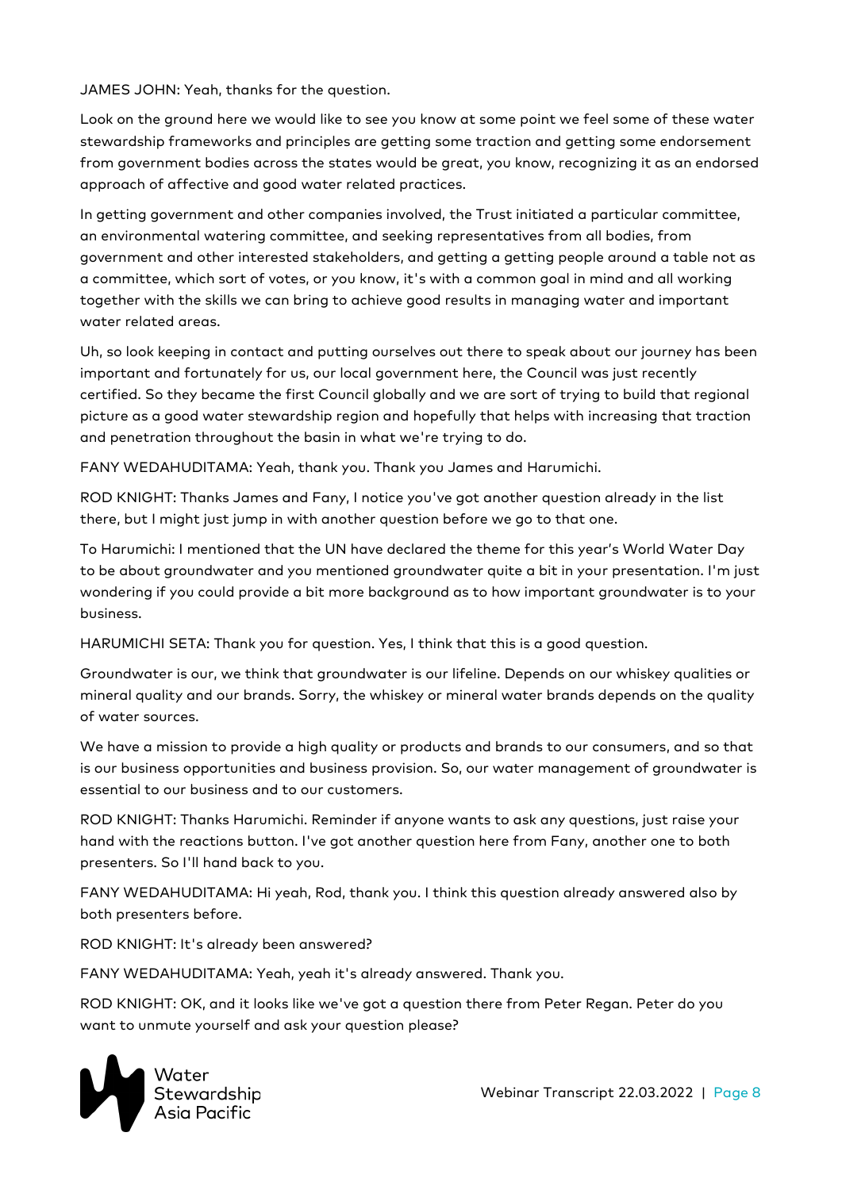JAMES JOHN: Yeah, thanks for the question.

Look on the ground here we would like to see you know at some point we feel some of these water stewardship frameworks and principles are getting some traction and getting some endorsement from government bodies across the states would be great, you know, recognizing it as an endorsed approach of affective and good water related practices.

In getting government and other companies involved, the Trust initiated a particular committee, an environmental watering committee, and seeking representatives from all bodies, from government and other interested stakeholders, and getting a getting people around a table not as a committee, which sort of votes, or you know, it's with a common goal in mind and all working together with the skills we can bring to achieve good results in managing water and important water related areas.

Uh, so look keeping in contact and putting ourselves out there to speak about our journey has been important and fortunately for us, our local government here, the Council was just recently certified. So they became the first Council globally and we are sort of trying to build that regional picture as a good water stewardship region and hopefully that helps with increasing that traction and penetration throughout the basin in what we're trying to do.

FANY WEDAHUDITAMA: Yeah, thank you. Thank you James and Harumichi.

ROD KNIGHT: Thanks James and Fany, I notice you've got another question already in the list there, but I might just jump in with another question before we go to that one.

To Harumichi: I mentioned that the UN have declared the theme for this year's World Water Day to be about groundwater and you mentioned groundwater quite a bit in your presentation. I'm just wondering if you could provide a bit more background as to how important groundwater is to your business.

HARUMICHI SETA: Thank you for question. Yes, I think that this is a good question.

Groundwater is our, we think that groundwater is our lifeline. Depends on our whiskey qualities or mineral quality and our brands. Sorry, the whiskey or mineral water brands depends on the quality of water sources.

We have a mission to provide a high quality or products and brands to our consumers, and so that is our business opportunities and business provision. So, our water management of groundwater is essential to our business and to our customers.

ROD KNIGHT: Thanks Harumichi. Reminder if anyone wants to ask any questions, just raise your hand with the reactions button. I've got another question here from Fany, another one to both presenters. So I'll hand back to you.

FANY WEDAHUDITAMA: Hi yeah, Rod, thank you. I think this question already answered also by both presenters before.

ROD KNIGHT: It's already been answered?

FANY WEDAHUDITAMA: Yeah, yeah it's already answered. Thank you.

ROD KNIGHT: OK, and it looks like we've got a question there from Peter Regan. Peter do you want to unmute yourself and ask your question please?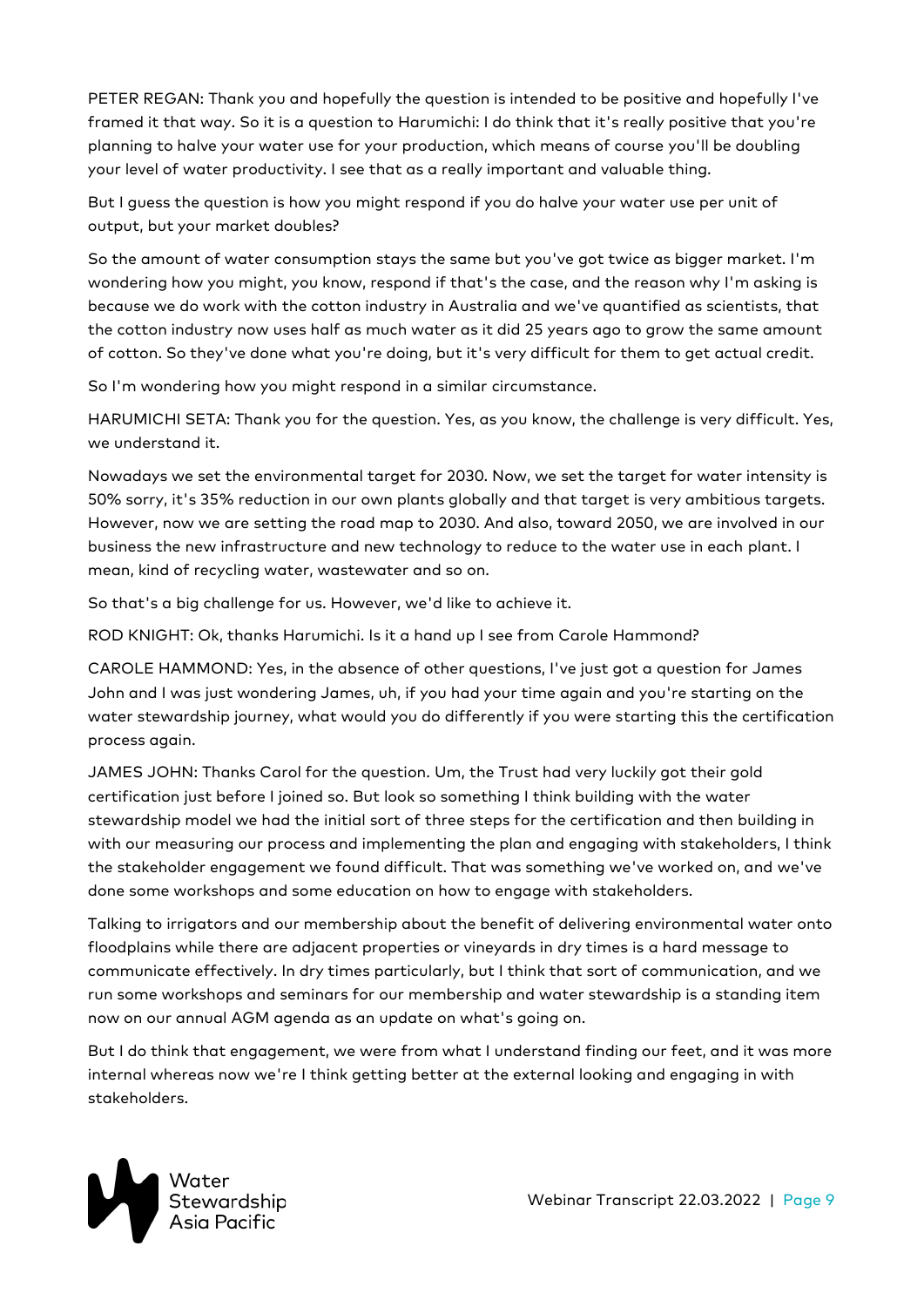PETER REGAN: Thank you and hopefully the question is intended to be positive and hopefully I've framed it that way. So it is a question to Harumichi: I do think that it's really positive that you're planning to halve your water use for your production, which means of course you'll be doubling your level of water productivity. I see that as a really important and valuable thing.

But I guess the question is how you might respond if you do halve your water use per unit of output, but your market doubles?

So the amount of water consumption stays the same but you've got twice as bigger market. I'm wondering how you might, you know, respond if that's the case, and the reason why I'm asking is because we do work with the cotton industry in Australia and we've quantified as scientists, that the cotton industry now uses half as much water as it did 25 years ago to grow the same amount of cotton. So they've done what you're doing, but it's very difficult for them to get actual credit.

So I'm wondering how you might respond in a similar circumstance.

HARUMICHI SETA: Thank you for the question. Yes, as you know, the challenge is very difficult. Yes, we understand it.

Nowadays we set the environmental target for 2030. Now, we set the target for water intensity is 50% sorry, it's 35% reduction in our own plants globally and that target is very ambitious targets. However, now we are setting the road map to 2030. And also, toward 2050, we are involved in our business the new infrastructure and new technology to reduce to the water use in each plant. I mean, kind of recycling water, wastewater and so on.

So that's a big challenge for us. However, we'd like to achieve it.

ROD KNIGHT: Ok, thanks Harumichi. Is it a hand up I see from Carole Hammond?

CAROLE HAMMOND: Yes, in the absence of other questions, I've just got a question for James John and I was just wondering James, uh, if you had your time again and you're starting on the water stewardship journey, what would you do differently if you were starting this the certification process again.

JAMES JOHN: Thanks Carol for the question. Um, the Trust had very luckily got their gold certification just before I joined so. But look so something I think building with the water stewardship model we had the initial sort of three steps for the certification and then building in with our measuring our process and implementing the plan and engaging with stakeholders, I think the stakeholder engagement we found difficult. That was something we've worked on, and we've done some workshops and some education on how to engage with stakeholders.

Talking to irrigators and our membership about the benefit of delivering environmental water onto floodplains while there are adjacent properties or vineyards in dry times is a hard message to communicate effectively. In dry times particularly, but I think that sort of communication, and we run some workshops and seminars for our membership and water stewardship is a standing item now on our annual AGM agenda as an update on what's going on.

But I do think that engagement, we were from what I understand finding our feet, and it was more internal whereas now we're I think getting better at the external looking and engaging in with stakeholders.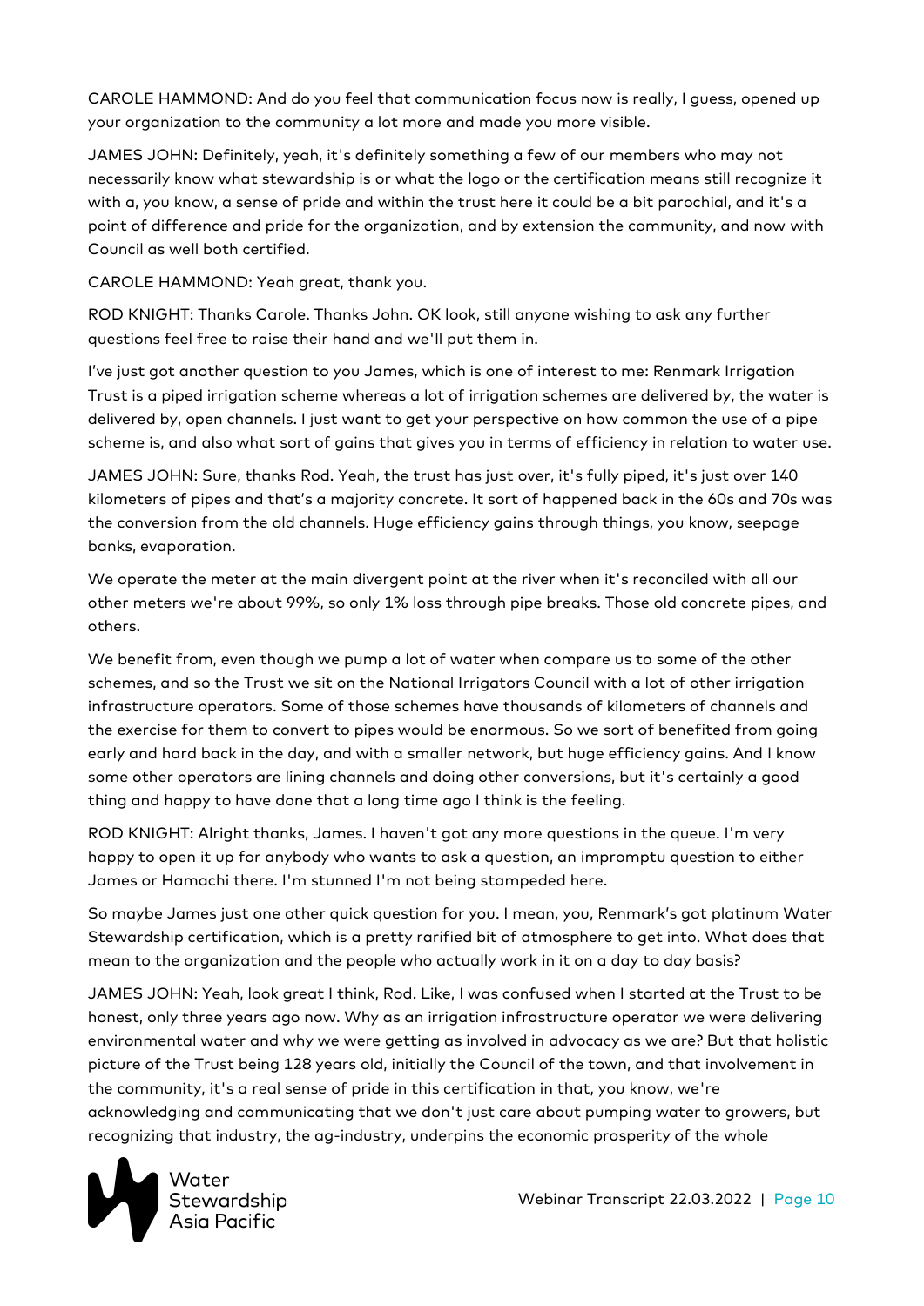CAROLE HAMMOND: And do you feel that communication focus now is really, I guess, opened up your organization to the community a lot more and made you more visible.

JAMES JOHN: Definitely, yeah, it's definitely something a few of our members who may not necessarily know what stewardship is or what the logo or the certification means still recognize it with a, you know, a sense of pride and within the trust here it could be a bit parochial, and it's a point of difference and pride for the organization, and by extension the community, and now with Council as well both certified.

CAROLE HAMMOND: Yeah great, thank you.

ROD KNIGHT: Thanks Carole. Thanks John. OK look, still anyone wishing to ask any further questions feel free to raise their hand and we'll put them in.

I've just got another question to you James, which is one of interest to me: Renmark Irrigation Trust is a piped irrigation scheme whereas a lot of irrigation schemes are delivered by, the water is delivered by, open channels. I just want to get your perspective on how common the use of a pipe scheme is, and also what sort of gains that gives you in terms of efficiency in relation to water use.

JAMES JOHN: Sure, thanks Rod. Yeah, the trust has just over, it's fully piped, it's just over 140 kilometers of pipes and that's a majority concrete. It sort of happened back in the 60s and 70s was the conversion from the old channels. Huge efficiency gains through things, you know, seepage banks, evaporation.

We operate the meter at the main divergent point at the river when it's reconciled with all our other meters we're about 99%, so only 1% loss through pipe breaks. Those old concrete pipes, and others.

We benefit from, even though we pump a lot of water when compare us to some of the other schemes, and so the Trust we sit on the National Irrigators Council with a lot of other irrigation infrastructure operators. Some of those schemes have thousands of kilometers of channels and the exercise for them to convert to pipes would be enormous. So we sort of benefited from going early and hard back in the day, and with a smaller network, but huge efficiency gains. And I know some other operators are lining channels and doing other conversions, but it's certainly a good thing and happy to have done that a long time ago I think is the feeling.

ROD KNIGHT: Alright thanks, James. I haven't got any more questions in the queue. I'm very happy to open it up for anybody who wants to ask a question, an impromptu question to either James or Hamachi there. I'm stunned I'm not being stampeded here.

So maybe James just one other quick question for you. I mean, you, Renmark's got platinum Water Stewardship certification, which is a pretty rarified bit of atmosphere to get into. What does that mean to the organization and the people who actually work in it on a day to day basis?

JAMES JOHN: Yeah, look great I think, Rod. Like, I was confused when I started at the Trust to be honest, only three years ago now. Why as an irrigation infrastructure operator we were delivering environmental water and why we were getting as involved in advocacy as we are? But that holistic picture of the Trust being 128 years old, initially the Council of the town, and that involvement in the community, it's a real sense of pride in this certification in that, you know, we're acknowledging and communicating that we don't just care about pumping water to growers, but recognizing that industry, the ag-industry, underpins the economic prosperity of the whole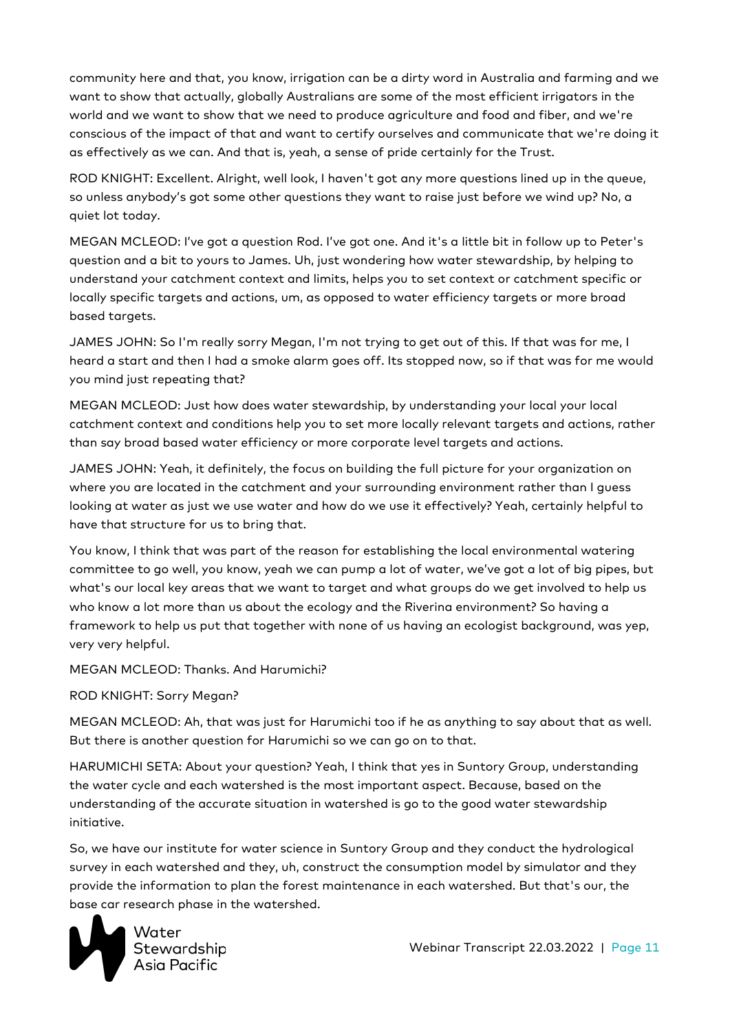community here and that, you know, irrigation can be a dirty word in Australia and farming and we want to show that actually, globally Australians are some of the most efficient irrigators in the world and we want to show that we need to produce agriculture and food and fiber, and we're conscious of the impact of that and want to certify ourselves and communicate that we're doing it as effectively as we can. And that is, yeah, a sense of pride certainly for the Trust.

ROD KNIGHT: Excellent. Alright, well look, I haven't got any more questions lined up in the queue, so unless anybody's got some other questions they want to raise just before we wind up? No, a quiet lot today.

MEGAN MCLEOD: I've got a question Rod. I've got one. And it's a little bit in follow up to Peter's question and a bit to yours to James. Uh, just wondering how water stewardship, by helping to understand your catchment context and limits, helps you to set context or catchment specific or locally specific targets and actions, um, as opposed to water efficiency targets or more broad based targets.

JAMES JOHN: So I'm really sorry Megan, I'm not trying to get out of this. If that was for me, I heard a start and then I had a smoke alarm goes off. Its stopped now, so if that was for me would you mind just repeating that?

MEGAN MCLEOD: Just how does water stewardship, by understanding your local your local catchment context and conditions help you to set more locally relevant targets and actions, rather than say broad based water efficiency or more corporate level targets and actions.

JAMES JOHN: Yeah, it definitely, the focus on building the full picture for your organization on where you are located in the catchment and your surrounding environment rather than I guess looking at water as just we use water and how do we use it effectively? Yeah, certainly helpful to have that structure for us to bring that.

You know, I think that was part of the reason for establishing the local environmental watering committee to go well, you know, yeah we can pump a lot of water, we've got a lot of big pipes, but what's our local key areas that we want to target and what groups do we get involved to help us who know a lot more than us about the ecology and the Riverina environment? So having a framework to help us put that together with none of us having an ecologist background, was yep, very very helpful.

MEGAN MCLEOD: Thanks. And Harumichi?

ROD KNIGHT: Sorry Megan?

MEGAN MCLEOD: Ah, that was just for Harumichi too if he as anything to say about that as well. But there is another question for Harumichi so we can go on to that.

HARUMICHI SETA: About your question? Yeah, I think that yes in Suntory Group, understanding the water cycle and each watershed is the most important aspect. Because, based on the understanding of the accurate situation in watershed is go to the good water stewardship initiative.

So, we have our institute for water science in Suntory Group and they conduct the hydrological survey in each watershed and they, uh, construct the consumption model by simulator and they provide the information to plan the forest maintenance in each watershed. But that's our, the base car research phase in the watershed.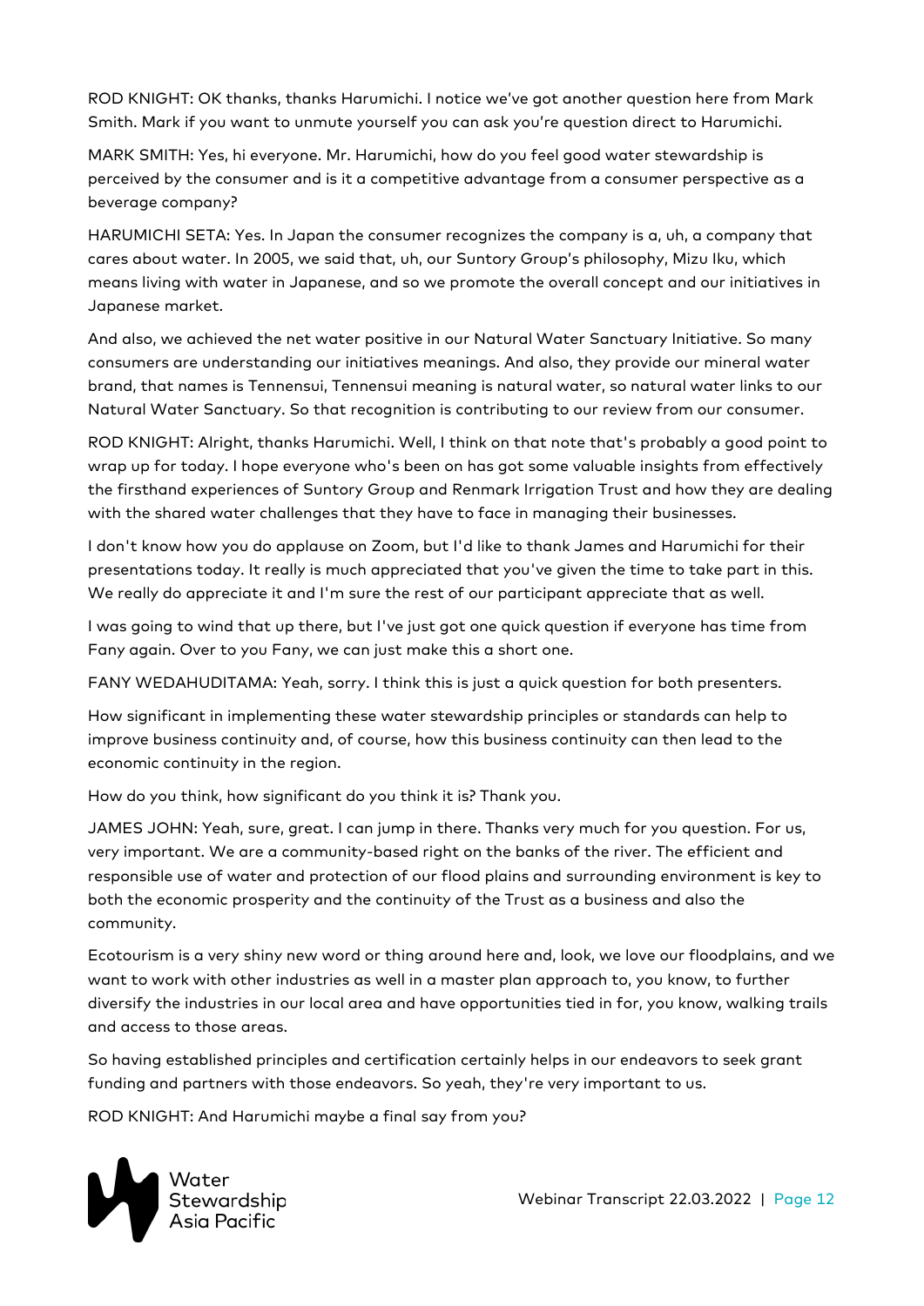ROD KNIGHT: OK thanks, thanks Harumichi. I notice we've got another question here from Mark Smith. Mark if you want to unmute yourself you can ask you're question direct to Harumichi.

MARK SMITH: Yes, hi everyone. Mr. Harumichi, how do you feel good water stewardship is perceived by the consumer and is it a competitive advantage from a consumer perspective as a beverage company?

HARUMICHI SETA: Yes. In Japan the consumer recognizes the company is a, uh, a company that cares about water. In 2005, we said that, uh, our Suntory Group's philosophy, Mizu Iku, which means living with water in Japanese, and so we promote the overall concept and our initiatives in Japanese market.

And also, we achieved the net water positive in our Natural Water Sanctuary Initiative. So many consumers are understanding our initiatives meanings. And also, they provide our mineral water brand, that names is Tennensui, Tennensui meaning is natural water, so natural water links to our Natural Water Sanctuary. So that recognition is contributing to our review from our consumer.

ROD KNIGHT: Alright, thanks Harumichi. Well, I think on that note that's probably a good point to wrap up for today. I hope everyone who's been on has got some valuable insights from effectively the firsthand experiences of Suntory Group and Renmark Irrigation Trust and how they are dealing with the shared water challenges that they have to face in managing their businesses.

I don't know how you do applause on Zoom, but I'd like to thank James and Harumichi for their presentations today. It really is much appreciated that you've given the time to take part in this. We really do appreciate it and I'm sure the rest of our participant appreciate that as well.

I was going to wind that up there, but I've just got one quick question if everyone has time from Fany again. Over to you Fany, we can just make this a short one.

FANY WEDAHUDITAMA: Yeah, sorry. I think this is just a quick question for both presenters.

How significant in implementing these water stewardship principles or standards can help to improve business continuity and, of course, how this business continuity can then lead to the economic continuity in the region.

How do you think, how significant do you think it is? Thank you.

JAMES JOHN: Yeah, sure, great. I can jump in there. Thanks very much for you question. For us, very important. We are a community-based right on the banks of the river. The efficient and responsible use of water and protection of our flood plains and surrounding environment is key to both the economic prosperity and the continuity of the Trust as a business and also the community.

Ecotourism is a very shiny new word or thing around here and, look, we love our floodplains, and we want to work with other industries as well in a master plan approach to, you know, to further diversify the industries in our local area and have opportunities tied in for, you know, walking trails and access to those areas.

So having established principles and certification certainly helps in our endeavors to seek grant funding and partners with those endeavors. So yeah, they're very important to us.

ROD KNIGHT: And Harumichi maybe a final say from you?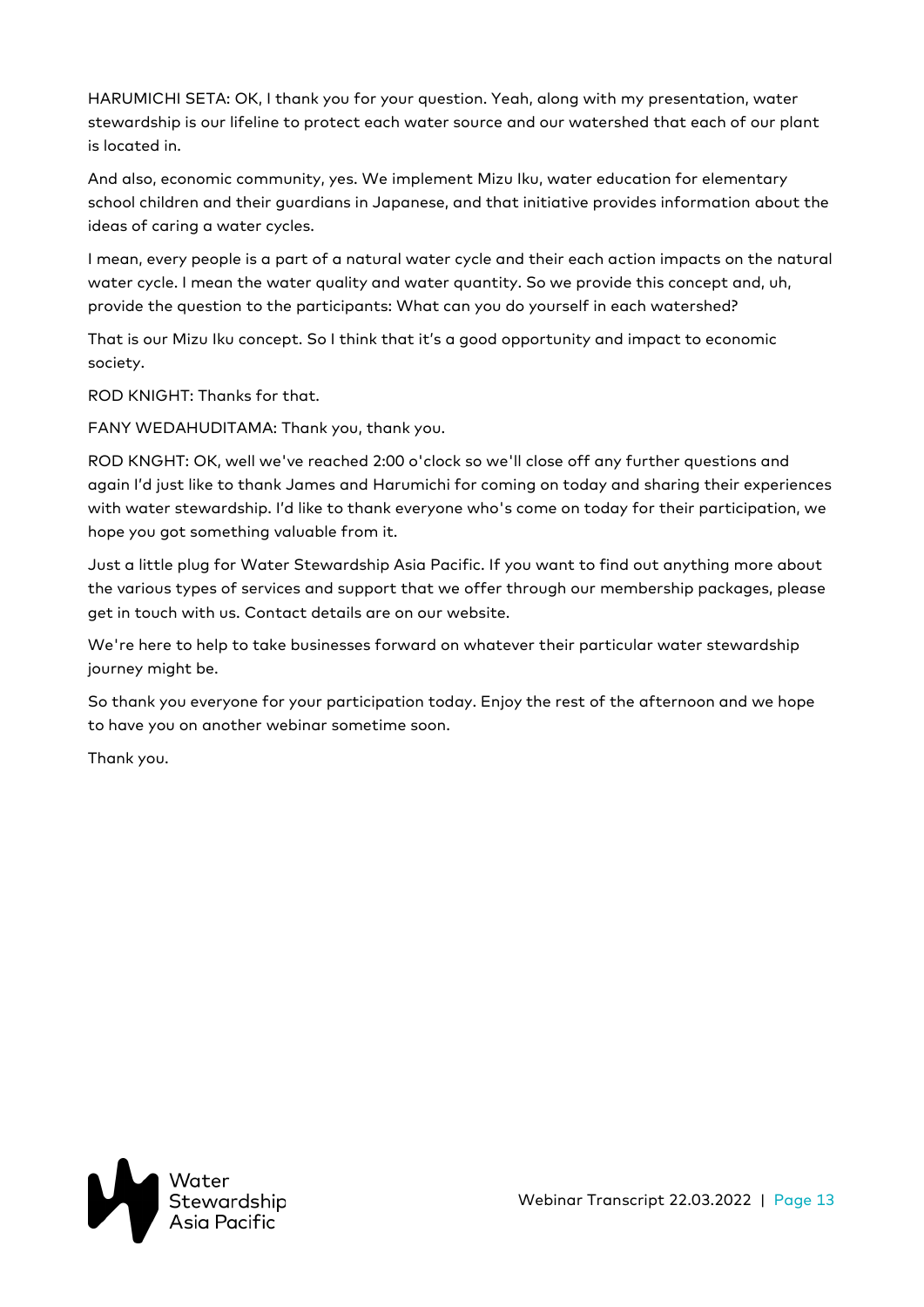HARUMICHI SETA: OK, I thank you for your question. Yeah, along with my presentation, water stewardship is our lifeline to protect each water source and our watershed that each of our plant is located in.

And also, economic community, yes. We implement Mizu Iku, water education for elementary school children and their guardians in Japanese, and that initiative provides information about the ideas of caring a water cycles.

I mean, every people is a part of a natural water cycle and their each action impacts on the natural water cycle. I mean the water quality and water quantity. So we provide this concept and, uh, provide the question to the participants: What can you do yourself in each watershed?

That is our Mizu Iku concept. So I think that it's a good opportunity and impact to economic society.

ROD KNIGHT: Thanks for that.

FANY WEDAHUDITAMA: Thank you, thank you.

ROD KNGHT: OK, well we've reached 2:00 o'clock so we'll close off any further questions and again I'd just like to thank James and Harumichi for coming on today and sharing their experiences with water stewardship. I'd like to thank everyone who's come on today for their participation, we hope you got something valuable from it.

Just a little plug for Water Stewardship Asia Pacific. If you want to find out anything more about the various types of services and support that we offer through our membership packages, please get in touch with us. Contact details are on our website.

We're here to help to take businesses forward on whatever their particular water stewardship journey might be.

So thank you everyone for your participation today. Enjoy the rest of the afternoon and we hope to have you on another webinar sometime soon.

Thank you.